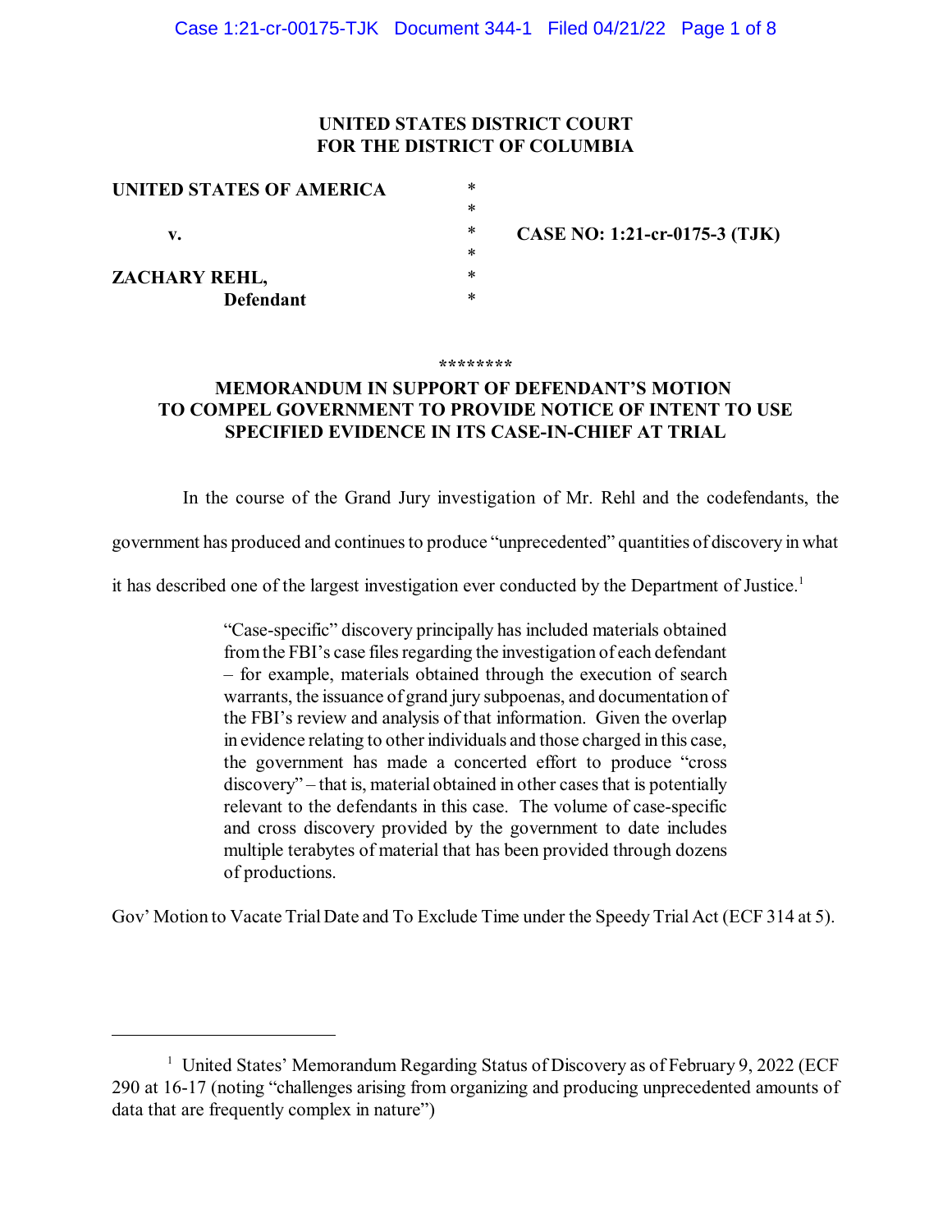**UNITED STATES DISTRICT COURT**
**FOR THE DISTRICT OF COLUMBIA**

| | | |
|---|---|---|
| **UNITED STATES OF AMERICA** | * | |
| | * | |
| **v.** | * | **CASE NO: 1:21-cr-0175-3 (TJK)** |
| | * | |
| **ZACHARY REHL,** | * | |
| **Defendant** | * | |

********

**MEMORANDUM IN SUPPORT OF DEFENDANT'S MOTION TO COMPEL GOVERNMENT TO PROVIDE NOTICE OF INTENT TO USE SPECIFIED EVIDENCE IN ITS CASE-IN-CHIEF AT TRIAL**

In the course of the Grand Jury investigation of Mr. Rehl and the codefendants, the government has produced and continues to produce "unprecedented" quantities of discovery in what it has described one of the largest investigation ever conducted by the Department of Justice.[1]

> "Case-specific" discovery principally has included materials obtained from the FBI's case files regarding the investigation of each defendant – for example, materials obtained through the execution of search warrants, the issuance of grand jury subpoenas, and documentation of the FBI's review and analysis of that information. Given the overlap in evidence relating to other individuals and those charged in this case, the government has made a concerted effort to produce "cross discovery" – that is, material obtained in other cases that is potentially relevant to the defendants in this case. The volume of case-specific and cross discovery provided by the government to date includes multiple terabytes of material that has been provided through dozens of productions.

Gov' Motion to Vacate Trial Date and To Exclude Time under the Speedy Trial Act (ECF 314 at 5).

---

[1] United States' Memorandum Regarding Status of Discovery as of February 9, 2022 (ECF 290 at 16-17 (noting "challenges arising from organizing and producing unprecedented amounts of data that are frequently complex in nature")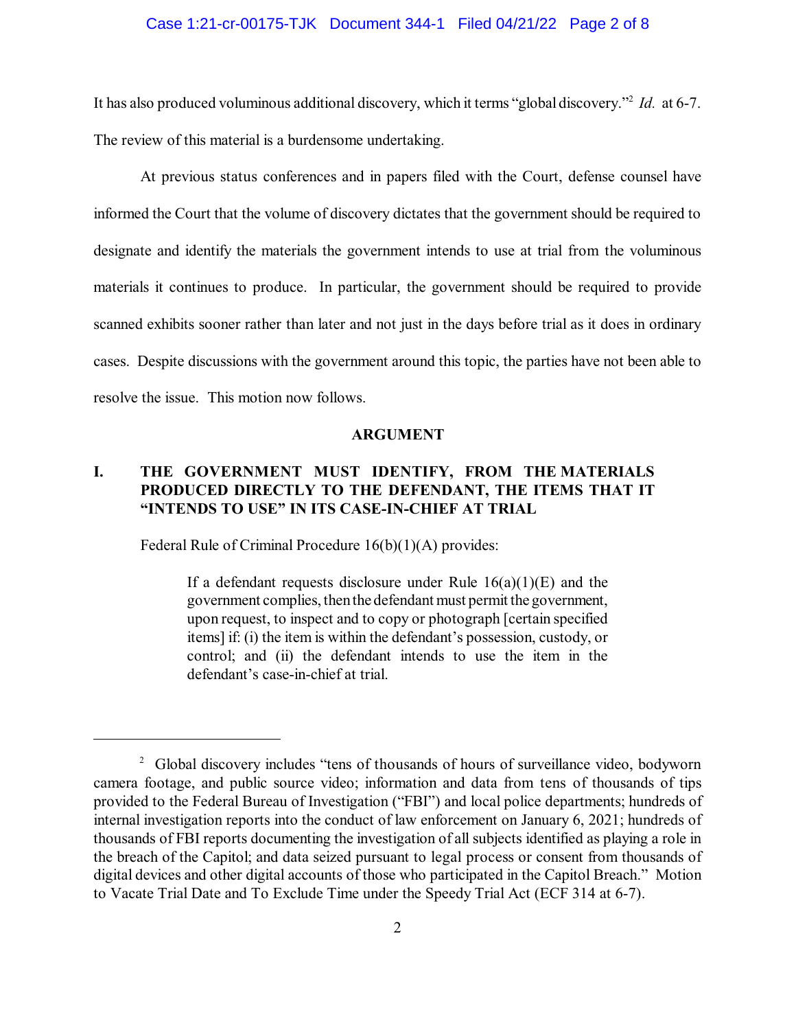It has also produced voluminous additional discovery, which it terms "global discovery."[2] *Id.* at 6-7. The review of this material is a burdensome undertaking.

At previous status conferences and in papers filed with the Court, defense counsel have informed the Court that the volume of discovery dictates that the government should be required to designate and identify the materials the government intends to use at trial from the voluminous materials it continues to produce. In particular, the government should be required to provide scanned exhibits sooner rather than later and not just in the days before trial as it does in ordinary cases. Despite discussions with the government around this topic, the parties have not been able to resolve the issue. This motion now follows.

## ARGUMENT

### I. THE GOVERNMENT MUST IDENTIFY, FROM THE MATERIALS PRODUCED DIRECTLY TO THE DEFENDANT, THE ITEMS THAT IT "INTENDS TO USE" IN ITS CASE-IN-CHIEF AT TRIAL

Federal Rule of Criminal Procedure 16(b)(1)(A) provides:

> If a defendant requests disclosure under Rule 16(a)(1)(E) and the government complies, then the defendant must permit the government, upon request, to inspect and to copy or photograph [certain specified items] if: (i) the item is within the defendant's possession, custody, or control; and (ii) the defendant intends to use the item in the defendant's case-in-chief at trial.

---

[2] Global discovery includes "tens of thousands of hours of surveillance video, bodyworn camera footage, and public source video; information and data from tens of thousands of tips provided to the Federal Bureau of Investigation ("FBI") and local police departments; hundreds of internal investigation reports into the conduct of law enforcement on January 6, 2021; hundreds of thousands of FBI reports documenting the investigation of all subjects identified as playing a role in the breach of the Capitol; and data seized pursuant to legal process or consent from thousands of digital devices and other digital accounts of those who participated in the Capitol Breach." Motion to Vacate Trial Date and To Exclude Time under the Speedy Trial Act (ECF 314 at 6-7).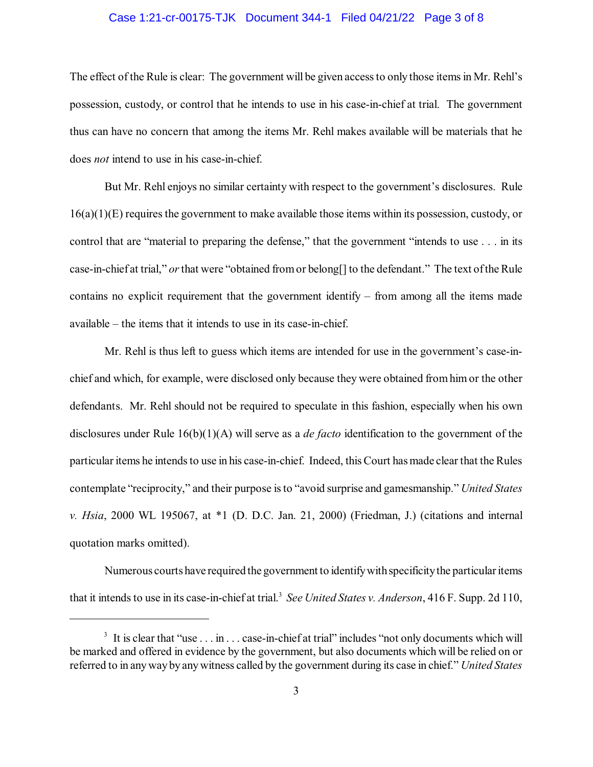The effect of the Rule is clear: The government will be given access to only those items in Mr. Rehl's possession, custody, or control that he intends to use in his case-in-chief at trial. The government thus can have no concern that among the items Mr. Rehl makes available will be materials that he does *not* intend to use in his case-in-chief.

But Mr. Rehl enjoys no similar certainty with respect to the government's disclosures. Rule 16(a)(1)(E) requires the government to make available those items within its possession, custody, or control that are "material to preparing the defense," that the government "intends to use . . . in its case-in-chief at trial," *or* that were "obtained from or belong[] to the defendant." The text of the Rule contains no explicit requirement that the government identify – from among all the items made available – the items that it intends to use in its case-in-chief.

Mr. Rehl is thus left to guess which items are intended for use in the government's case-in-chief and which, for example, were disclosed only because they were obtained from him or the other defendants. Mr. Rehl should not be required to speculate in this fashion, especially when his own disclosures under Rule 16(b)(1)(A) will serve as a *de facto* identification to the government of the particular items he intends to use in his case-in-chief. Indeed, this Court has made clear that the Rules contemplate "reciprocity," and their purpose is to "avoid surprise and gamesmanship." *United States v. Hsia*, 2000 WL 195067, at *1 (D. D.C. Jan. 21, 2000) (Friedman, J.) (citations and internal quotation marks omitted).

Numerous courts have required the government to identify with specificity the particular items that it intends to use in its case-in-chief at trial.[3] *See United States v. Anderson*, 416 F. Supp. 2d 110,

---

[3] It is clear that "use . . . in . . . case-in-chief at trial" includes "not only documents which will be marked and offered in evidence by the government, but also documents which will be relied on or referred to in any way by any witness called by the government during its case in chief." *United States*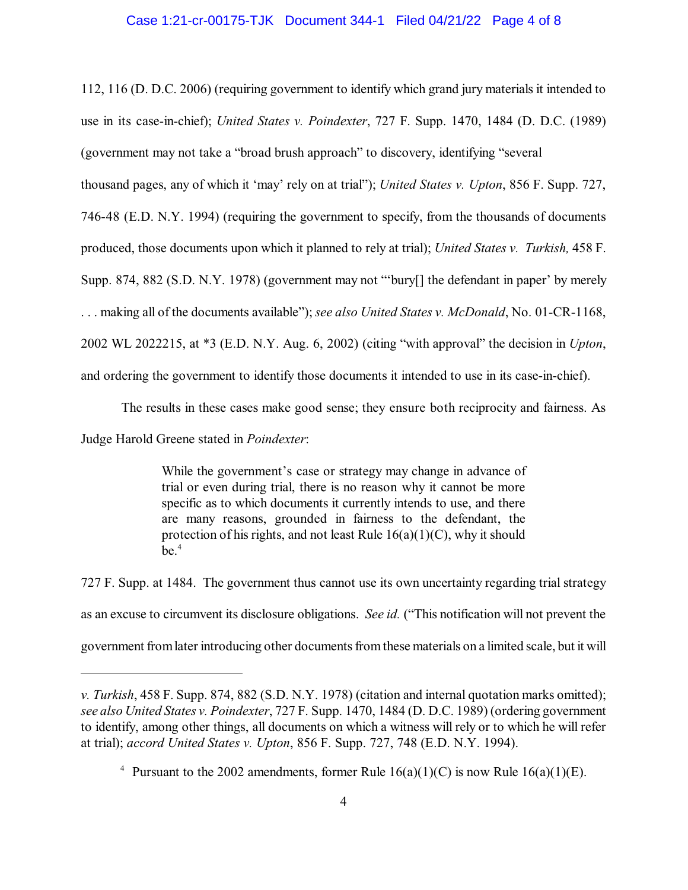112, 116 (D. D.C. 2006) (requiring government to identify which grand jury materials it intended to use in its case-in-chief); *United States v. Poindexter*, 727 F. Supp. 1470, 1484 (D. D.C. (1989) (government may not take a "broad brush approach" to discovery, identifying "several thousand pages, any of which it 'may' rely on at trial"); *United States v. Upton*, 856 F. Supp. 727, 746-48 (E.D. N.Y. 1994) (requiring the government to specify, from the thousands of documents produced, those documents upon which it planned to rely at trial); *United States v. Turkish,* 458 F. Supp. 874, 882 (S.D. N.Y. 1978) (government may not "'bury[] the defendant in paper' by merely . . . making all of the documents available"); *see also United States v. McDonald*, No. 01-CR-1168, 2002 WL 2022215, at *3 (E.D. N.Y. Aug. 6, 2002) (citing "with approval" the decision in *Upton*, and ordering the government to identify those documents it intended to use in its case-in-chief).

The results in these cases make good sense; they ensure both reciprocity and fairness. As Judge Harold Greene stated in *Poindexter*:

> While the government's case or strategy may change in advance of trial or even during trial, there is no reason why it cannot be more specific as to which documents it currently intends to use, and there are many reasons, grounded in fairness to the defendant, the protection of his rights, and not least Rule 16(a)(1)(C), why it should be.[4]

727 F. Supp. at 1484. The government thus cannot use its own uncertainty regarding trial strategy as an excuse to circumvent its disclosure obligations. *See id.* ("This notification will not prevent the government from later introducing other documents from these materials on a limited scale, but it will

---

*v. Turkish*, 458 F. Supp. 874, 882 (S.D. N.Y. 1978) (citation and internal quotation marks omitted); *see also United States v. Poindexter*, 727 F. Supp. 1470, 1484 (D. D.C. 1989) (ordering government to identify, among other things, all documents on which a witness will rely or to which he will refer at trial); *accord United States v. Upton*, 856 F. Supp. 727, 748 (E.D. N.Y. 1994).

[4] Pursuant to the 2002 amendments, former Rule 16(a)(1)(C) is now Rule 16(a)(1)(E).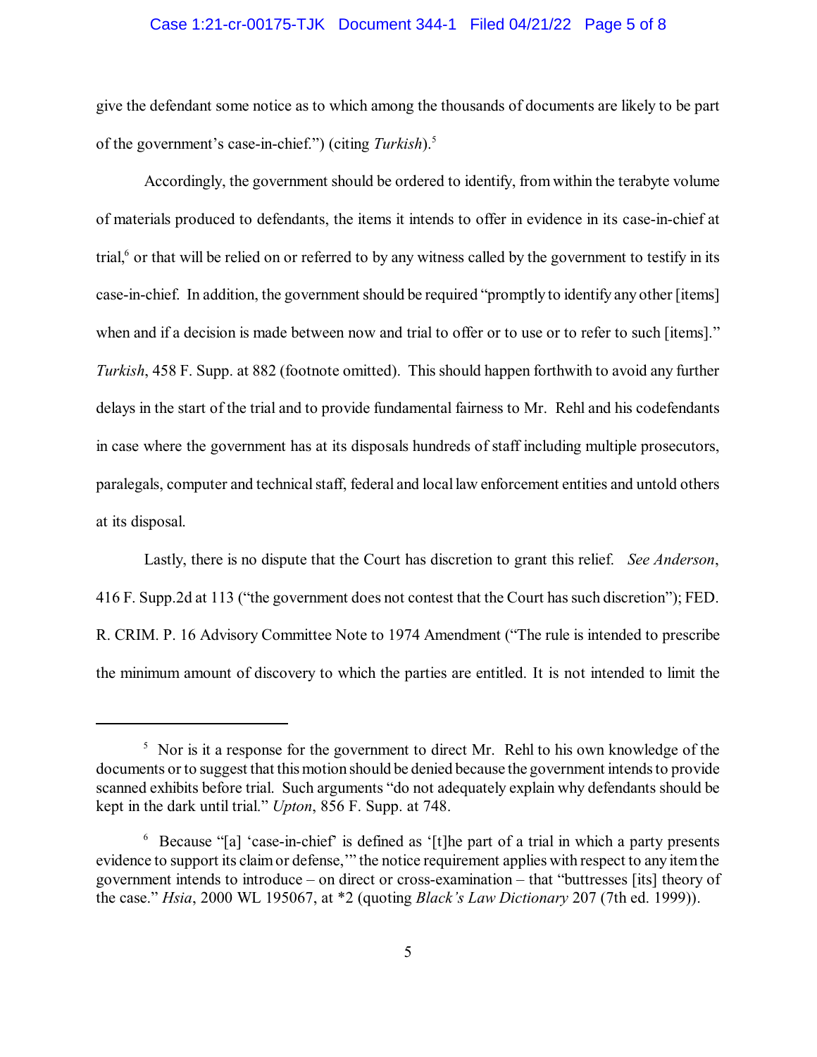give the defendant some notice as to which among the thousands of documents are likely to be part of the government's case-in-chief.") (citing *Turkish*).[5]

Accordingly, the government should be ordered to identify, from within the terabyte volume of materials produced to defendants, the items it intends to offer in evidence in its case-in-chief at trial,[6] or that will be relied on or referred to by any witness called by the government to testify in its case-in-chief. In addition, the government should be required "promptly to identify any other [items] when and if a decision is made between now and trial to offer or to use or to refer to such [items]." *Turkish*, 458 F. Supp. at 882 (footnote omitted). This should happen forthwith to avoid any further delays in the start of the trial and to provide fundamental fairness to Mr. Rehl and his codefendants in case where the government has at its disposals hundreds of staff including multiple prosecutors, paralegals, computer and technical staff, federal and local law enforcement entities and untold others at its disposal.

Lastly, there is no dispute that the Court has discretion to grant this relief. *See Anderson*, 416 F. Supp.2d at 113 ("the government does not contest that the Court has such discretion"); FED. R. CRIM. P. 16 Advisory Committee Note to 1974 Amendment ("The rule is intended to prescribe the minimum amount of discovery to which the parties are entitled. It is not intended to limit the

---

[5] Nor is it a response for the government to direct Mr. Rehl to his own knowledge of the documents or to suggest that this motion should be denied because the government intends to provide scanned exhibits before trial. Such arguments "do not adequately explain why defendants should be kept in the dark until trial." *Upton*, 856 F. Supp. at 748.

[6] Because "[a] 'case-in-chief' is defined as '[t]he part of a trial in which a party presents evidence to support its claim or defense,'" the notice requirement applies with respect to any item the government intends to introduce – on direct or cross-examination – that "buttresses [its] theory of the case." *Hsia*, 2000 WL 195067, at *2 (quoting *Black's Law Dictionary* 207 (7th ed. 1999)).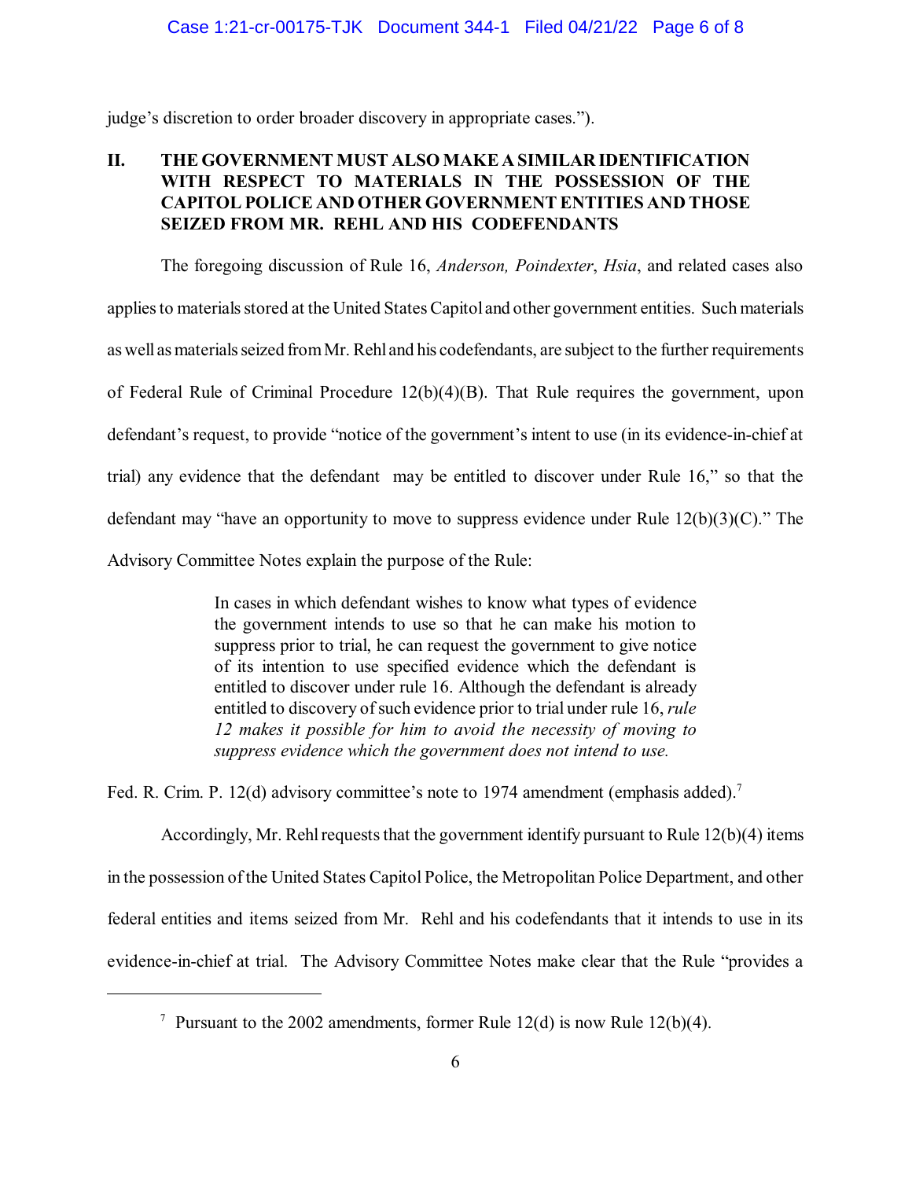judge's discretion to order broader discovery in appropriate cases.").

## II. THE GOVERNMENT MUST ALSO MAKE A SIMILAR IDENTIFICATION WITH RESPECT TO MATERIALS IN THE POSSESSION OF THE CAPITOL POLICE AND OTHER GOVERNMENT ENTITIES AND THOSE SEIZED FROM MR. REHL AND HIS CODEFENDANTS

The foregoing discussion of Rule 16, *Anderson, Poindexter*, *Hsia*, and related cases also applies to materials stored at the United States Capitol and other government entities. Such materials as well as materials seized from Mr. Rehl and his codefendants, are subject to the further requirements of Federal Rule of Criminal Procedure 12(b)(4)(B). That Rule requires the government, upon defendant's request, to provide "notice of the government's intent to use (in its evidence-in-chief at trial) any evidence that the defendant may be entitled to discover under Rule 16," so that the defendant may "have an opportunity to move to suppress evidence under Rule 12(b)(3)(C)." The Advisory Committee Notes explain the purpose of the Rule:

> In cases in which defendant wishes to know what types of evidence the government intends to use so that he can make his motion to suppress prior to trial, he can request the government to give notice of its intention to use specified evidence which the defendant is entitled to discover under rule 16. Although the defendant is already entitled to discovery of such evidence prior to trial under rule 16, *rule 12 makes it possible for him to avoid the necessity of moving to suppress evidence which the government does not intend to use.*

Fed. R. Crim. P. 12(d) advisory committee's note to 1974 amendment (emphasis added).[7]

Accordingly, Mr. Rehl requests that the government identify pursuant to Rule 12(b)(4) items in the possession of the United States Capitol Police, the Metropolitan Police Department, and other federal entities and items seized from Mr. Rehl and his codefendants that it intends to use in its evidence-in-chief at trial. The Advisory Committee Notes make clear that the Rule "provides a

---

[7] Pursuant to the 2002 amendments, former Rule 12(d) is now Rule 12(b)(4).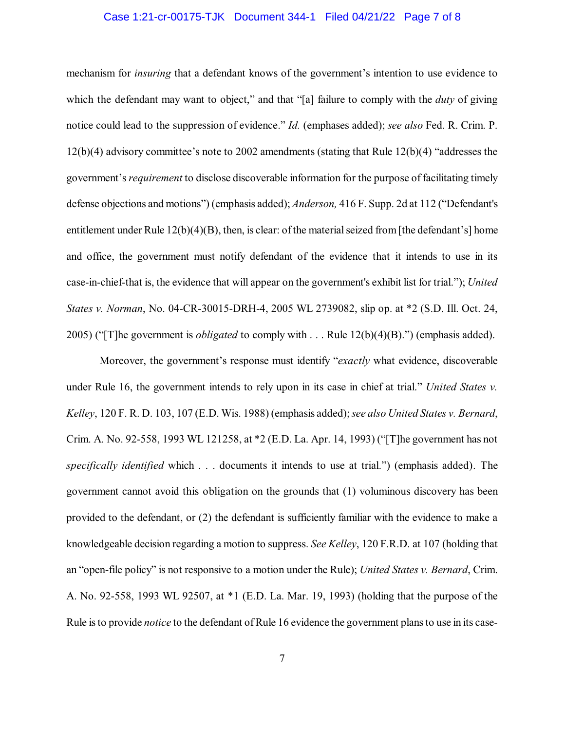mechanism for *insuring* that a defendant knows of the government's intention to use evidence to which the defendant may want to object," and that "[a] failure to comply with the *duty* of giving notice could lead to the suppression of evidence." *Id.* (emphases added); *see also* Fed. R. Crim. P. 12(b)(4) advisory committee's note to 2002 amendments (stating that Rule 12(b)(4) "addresses the government's *requirement* to disclose discoverable information for the purpose of facilitating timely defense objections and motions") (emphasis added); *Anderson,* 416 F. Supp. 2d at 112 ("Defendant's entitlement under Rule 12(b)(4)(B), then, is clear: of the material seized from [the defendant's] home and office, the government must notify defendant of the evidence that it intends to use in its case-in-chief-that is, the evidence that will appear on the government's exhibit list for trial."); *United States v. Norman*, No. 04-CR-30015-DRH-4, 2005 WL 2739082, slip op. at *2 (S.D. Ill. Oct. 24, 2005) ("[T]he government is *obligated* to comply with . . . Rule 12(b)(4)(B).") (emphasis added).

Moreover, the government's response must identify "*exactly* what evidence, discoverable under Rule 16, the government intends to rely upon in its case in chief at trial." *United States v. Kelley*, 120 F. R. D. 103, 107 (E.D. Wis. 1988) (emphasis added); *see also United States v. Bernard*, Crim. A. No. 92-558, 1993 WL 121258, at *2 (E.D. La. Apr. 14, 1993) ("[T]he government has not *specifically identified* which . . . documents it intends to use at trial.") (emphasis added). The government cannot avoid this obligation on the grounds that (1) voluminous discovery has been provided to the defendant, or (2) the defendant is sufficiently familiar with the evidence to make a knowledgeable decision regarding a motion to suppress. *See Kelley*, 120 F.R.D. at 107 (holding that an "open-file policy" is not responsive to a motion under the Rule); *United States v. Bernard*, Crim. A. No. 92-558, 1993 WL 92507, at *1 (E.D. La. Mar. 19, 1993) (holding that the purpose of the Rule is to provide *notice* to the defendant of Rule 16 evidence the government plans to use in its case-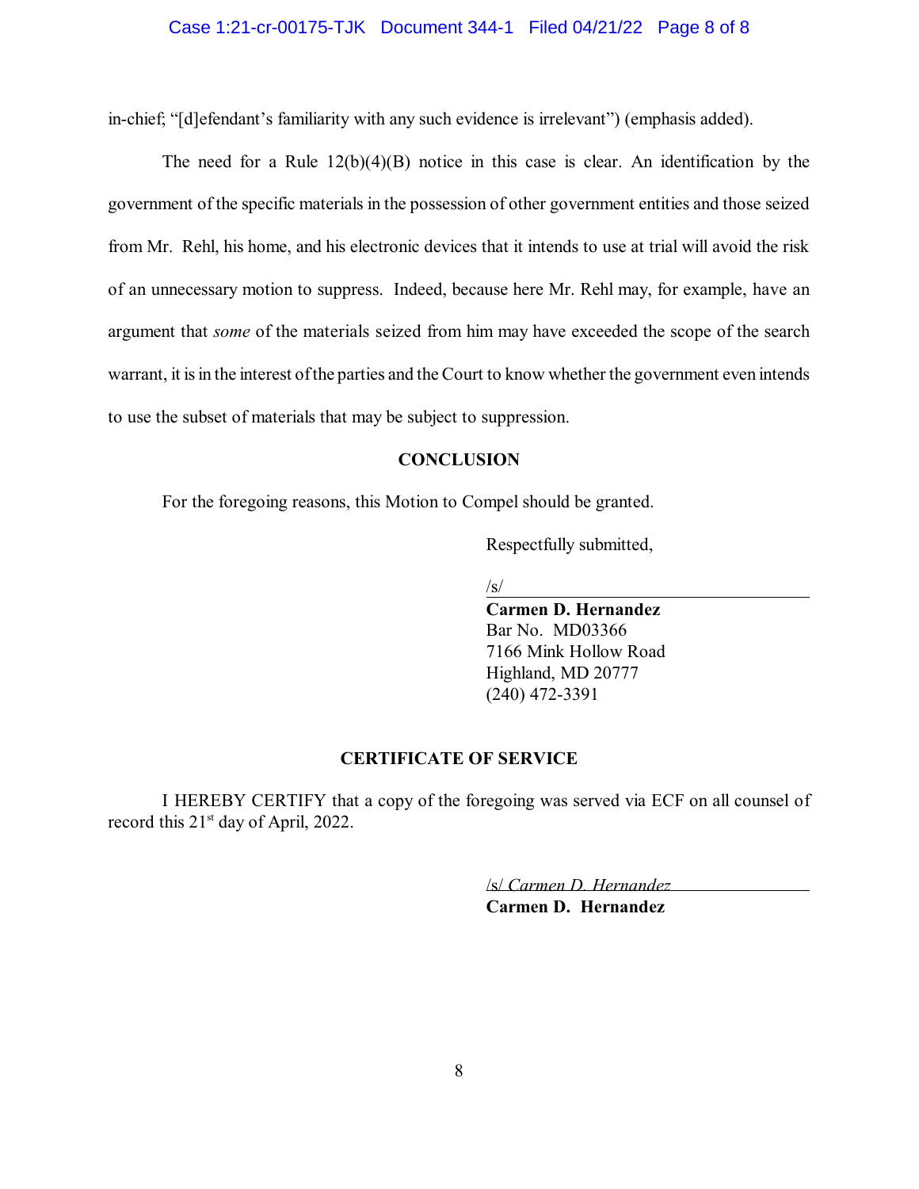in-chief; "[d]efendant's familiarity with any such evidence is irrelevant") (emphasis added).

The need for a Rule 12(b)(4)(B) notice in this case is clear. An identification by the government of the specific materials in the possession of other government entities and those seized from Mr. Rehl, his home, and his electronic devices that it intends to use at trial will avoid the risk of an unnecessary motion to suppress. Indeed, because here Mr. Rehl may, for example, have an argument that *some* of the materials seized from him may have exceeded the scope of the search warrant, it is in the interest of the parties and the Court to know whether the government even intends to use the subset of materials that may be subject to suppression.

## CONCLUSION

For the foregoing reasons, this Motion to Compel should be granted.

Respectfully submitted,

/s/

**Carmen D. Hernandez**
Bar No. MD03366
7166 Mink Hollow Road
Highland, MD 20777
(240) 472-3391

## CERTIFICATE OF SERVICE

I HEREBY CERTIFY that a copy of the foregoing was served via ECF on all counsel of record this 21st day of April, 2022.

/s/ *Carmen D. Hernandez*
**Carmen D. Hernandez**